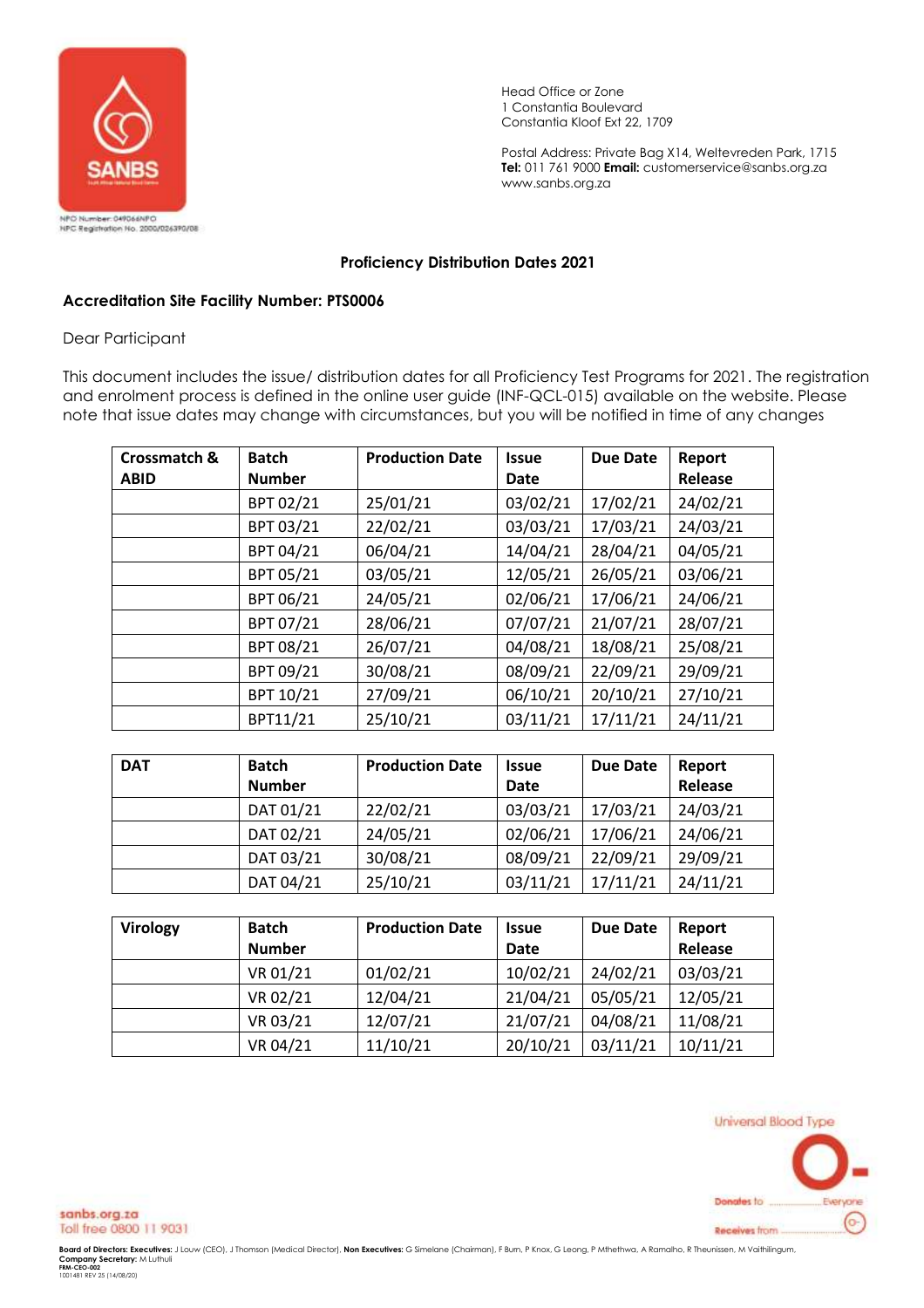NPO Number: 049064NPO
NPC Registration No. 2000/026390/08

Head Office or Zone
1 Constantia Boulevard
Constantia Kloof Ext 22, 1709

Postal Address: Private Bag X14, Weltevreden Park, 1715
**Tel:** 011 761 9000 **Email:** customerservice@sanbs.org.za
www.sanbs.org.za

## Proficiency Distribution Dates 2021

### Accreditation Site Facility Number: PTS0006

Dear Participant

This document includes the issue/ distribution dates for all Proficiency Test Programs for 2021. The registration and enrolment process is defined in the online user guide (INF-QCL-015) available on the website. Please note that issue dates may change with circumstances, but you will be notified in time of any changes

| Crossmatch & ABID | Batch Number | Production Date | Issue Date | Due Date | Report Release |
|---|---|---|---|---|---|
| | BPT 02/21 | 25/01/21 | 03/02/21 | 17/02/21 | 24/02/21 |
| | BPT 03/21 | 22/02/21 | 03/03/21 | 17/03/21 | 24/03/21 |
| | BPT 04/21 | 06/04/21 | 14/04/21 | 28/04/21 | 04/05/21 |
| | BPT 05/21 | 03/05/21 | 12/05/21 | 26/05/21 | 03/06/21 |
| | BPT 06/21 | 24/05/21 | 02/06/21 | 17/06/21 | 24/06/21 |
| | BPT 07/21 | 28/06/21 | 07/07/21 | 21/07/21 | 28/07/21 |
| | BPT 08/21 | 26/07/21 | 04/08/21 | 18/08/21 | 25/08/21 |
| | BPT 09/21 | 30/08/21 | 08/09/21 | 22/09/21 | 29/09/21 |
| | BPT 10/21 | 27/09/21 | 06/10/21 | 20/10/21 | 27/10/21 |
| | BPT11/21 | 25/10/21 | 03/11/21 | 17/11/21 | 24/11/21 |

| DAT | Batch Number | Production Date | Issue Date | Due Date | Report Release |
|---|---|---|---|---|---|
| | DAT 01/21 | 22/02/21 | 03/03/21 | 17/03/21 | 24/03/21 |
| | DAT 02/21 | 24/05/21 | 02/06/21 | 17/06/21 | 24/06/21 |
| | DAT 03/21 | 30/08/21 | 08/09/21 | 22/09/21 | 29/09/21 |
| | DAT 04/21 | 25/10/21 | 03/11/21 | 17/11/21 | 24/11/21 |

| Virology | Batch Number | Production Date | Issue Date | Due Date | Report Release |
|---|---|---|---|---|---|
| | VR 01/21 | 01/02/21 | 10/02/21 | 24/02/21 | 03/03/21 |
| | VR 02/21 | 12/04/21 | 21/04/21 | 05/05/21 | 12/05/21 |
| | VR 03/21 | 12/07/21 | 21/07/21 | 04/08/21 | 11/08/21 |
| | VR 04/21 | 11/10/21 | 20/10/21 | 03/11/21 | 10/11/21 |

sanbs.org.za
Toll free 0800 11 9031

**Board of Directors: Executives:** J Louw (CEO), J Thomson (Medical Director), **Non Executives:** G Simelane (Chairman), F Bum, P Knox, G Leong, P Mthethwa, A Ramalho, R Theunissen, M Vaithilingum,
**Company Secretary:** M Luthuli
**FRM-CEO-002**
1001481 REV 25 (14/08/20)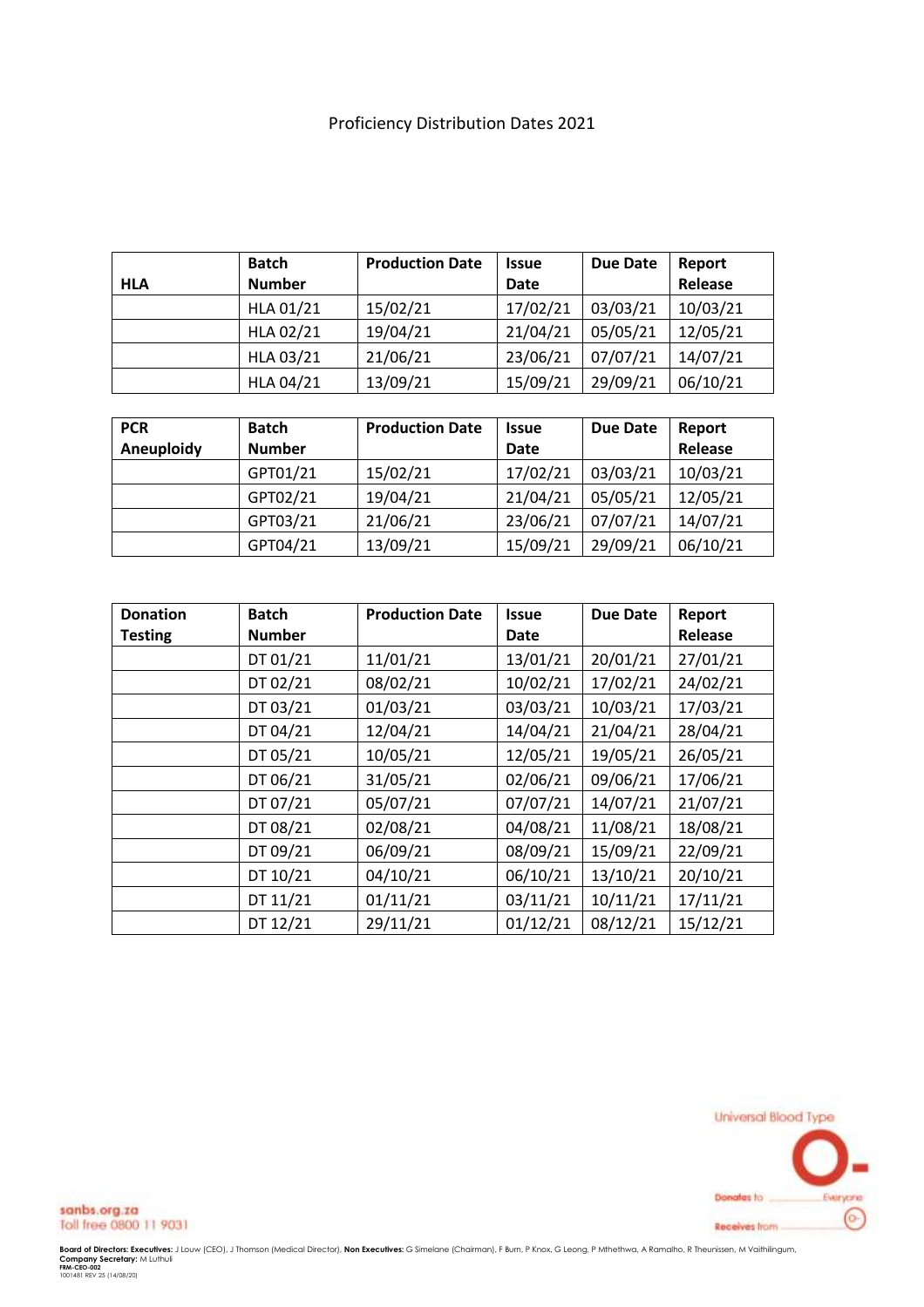Proficiency Distribution Dates 2021

| HLA | Batch Number | Production Date | Issue Date | Due Date | Report Release |
|---|---|---|---|---|---|
| | HLA 01/21 | 15/02/21 | 17/02/21 | 03/03/21 | 10/03/21 |
| | HLA 02/21 | 19/04/21 | 21/04/21 | 05/05/21 | 12/05/21 |
| | HLA 03/21 | 21/06/21 | 23/06/21 | 07/07/21 | 14/07/21 |
| | HLA 04/21 | 13/09/21 | 15/09/21 | 29/09/21 | 06/10/21 |

| PCR Aneuploidy | Batch Number | Production Date | Issue Date | Due Date | Report Release |
|---|---|---|---|---|---|
| | GPT01/21 | 15/02/21 | 17/02/21 | 03/03/21 | 10/03/21 |
| | GPT02/21 | 19/04/21 | 21/04/21 | 05/05/21 | 12/05/21 |
| | GPT03/21 | 21/06/21 | 23/06/21 | 07/07/21 | 14/07/21 |
| | GPT04/21 | 13/09/21 | 15/09/21 | 29/09/21 | 06/10/21 |

| Donation Testing | Batch Number | Production Date | Issue Date | Due Date | Report Release |
|---|---|---|---|---|---|
| | DT 01/21 | 11/01/21 | 13/01/21 | 20/01/21 | 27/01/21 |
| | DT 02/21 | 08/02/21 | 10/02/21 | 17/02/21 | 24/02/21 |
| | DT 03/21 | 01/03/21 | 03/03/21 | 10/03/21 | 17/03/21 |
| | DT 04/21 | 12/04/21 | 14/04/21 | 21/04/21 | 28/04/21 |
| | DT 05/21 | 10/05/21 | 12/05/21 | 19/05/21 | 26/05/21 |
| | DT 06/21 | 31/05/21 | 02/06/21 | 09/06/21 | 17/06/21 |
| | DT 07/21 | 05/07/21 | 07/07/21 | 14/07/21 | 21/07/21 |
| | DT 08/21 | 02/08/21 | 04/08/21 | 11/08/21 | 18/08/21 |
| | DT 09/21 | 06/09/21 | 08/09/21 | 15/09/21 | 22/09/21 |
| | DT 10/21 | 04/10/21 | 06/10/21 | 13/10/21 | 20/10/21 |
| | DT 11/21 | 01/11/21 | 03/11/21 | 10/11/21 | 17/11/21 |
| | DT 12/21 | 29/11/21 | 01/12/21 | 08/12/21 | 15/12/21 |

sanbs.org.za
Toll free 0800 11 9031

Universal Blood Type O-
Donates to Everyone
Receives from O-

**Board of Directors: Executives:** J Louw (CEO), J Thomson (Medical Director), **Non Executives:** G Simelane (Chairman), F Burn, P Knox, G Leong, P Mthethwa, A Ramalho, R Theunissen, M Vaithilingum,
**Company Secretary:** M Luthuli
FRM-CEO-002
1001481 REV 25 (14/08/20)